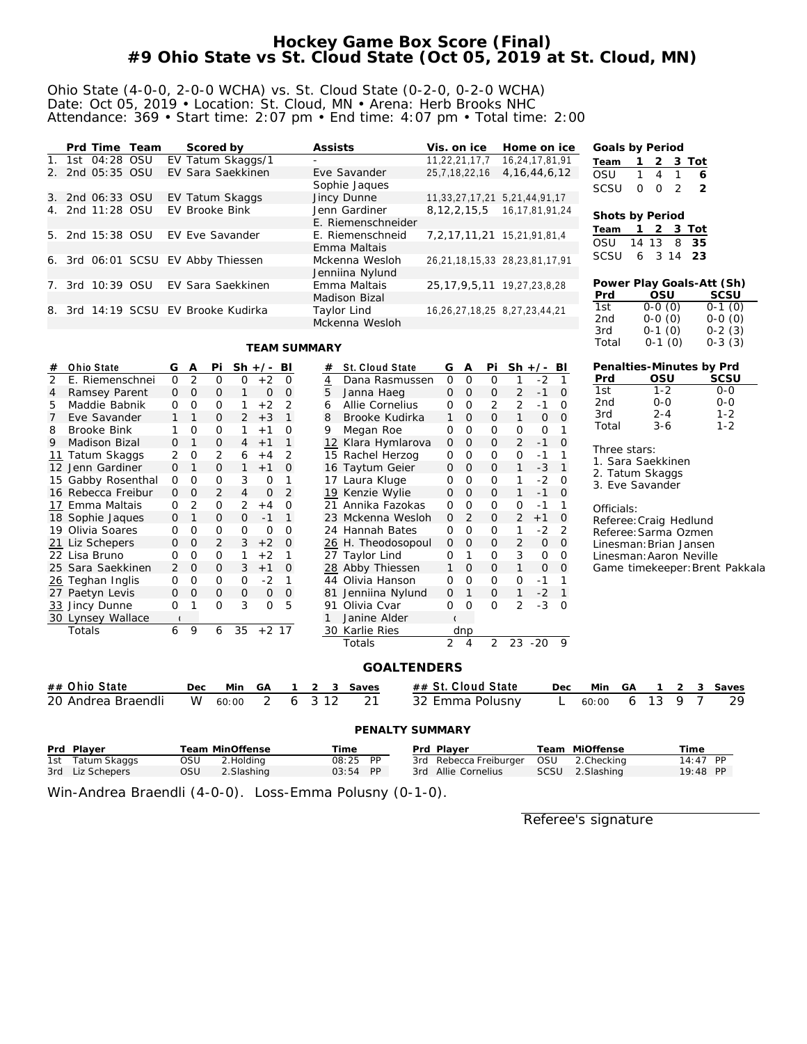# Hockey Game Box Score (Final)
# #9 Ohio State vs St. Cloud State (Oct 05, 2019 at St. Cloud, MN)

Ohio State (4-0-0, 2-0-0 WCHA) vs. St. Cloud State (0-2-0, 0-2-0 WCHA)
Date: Oct 05, 2019 • Location: St. Cloud, MN • Arena: Herb Brooks NHC
Attendance: 369 • Start time: 2:07 pm • End time: 4:07 pm • Total time: 2:00

| | Prd | Time | Team | Scored by | Assists | Vis. on ice | Home on ice |
|---|---|---|---|---|---|---|---|
| 1. | 1st | 04:28 | OSU | EV Tatum Skaggs/1 | - | 11,22,21,17,7 | 16,24,17,81,91 |
| 2. | 2nd | 05:35 | OSU | EV Sara Saekkinen | Eve Savander, Sophie Jaques | 25,7,18,22,16 | 4,16,44,6,12 |
| 3. | 2nd | 06:33 | OSU | EV Tatum Skaggs | Jincy Dunne | 11,33,27,17,21 | 5,21,44,91,17 |
| 4. | 2nd | 11:28 | OSU | EV Brooke Bink | Jenn Gardiner, E. Riemenschneider | 8,12,2,15,5 | 16,17,81,91,24 |
| 5. | 2nd | 15:38 | OSU | EV Eve Savander | E. Riemenschneid, Emma Maltais | 7,2,17,11,21 | 15,21,91,81,4 |
| 6. | 3rd | 06:01 | SCSU | EV Abby Thiessen | Mckenna Wesloh, Jenniina Nylund | 26,21,18,15,33 | 28,23,81,17,91 |
| 7. | 3rd | 10:39 | OSU | EV Sara Saekkinen | Emma Maltais, Madison Bizal | 25,17,9,5,11 | 19,27,23,8,28 |
| 8. | 3rd | 14:19 | SCSU | EV Brooke Kudirka | Taylor Lind, Mckenna Wesloh | 16,26,27,18,25 | 8,27,23,44,21 |

**Goals by Period**

| Team | 1 | 2 | 3 | Tot |
|---|---|---|---|---|
| OSU | 1 | 4 | 1 | 6 |
| SCSU | 0 | 0 | 2 | 2 |

**Shots by Period**

| Team | 1 | 2 | 3 | Tot |
|---|---|---|---|---|
| OSU | 14 | 13 | 8 | 35 |
| SCSU | 6 | 3 | 14 | 23 |

**Power Play Goals-Att (Sh)**

| Prd | OSU | SCSU |
|---|---|---|
| 1st | 0-0 (0) | 0-1 (0) |
| 2nd | 0-0 (0) | 0-0 (0) |
| 3rd | 0-1 (0) | 0-2 (3) |
| Total | 0-1 (0) | 0-3 (3) |

**Penalties-Minutes by Prd**

| Prd | OSU | SCSU |
|---|---|---|
| 1st | 1-2 | 0-0 |
| 2nd | 0-0 | 0-0 |
| 3rd | 2-4 | 1-2 |
| Total | 3-6 | 1-2 |

Three stars:
1. Sara Saekkinen
2. Tatum Skaggs
3. Eve Savander

Officials:
Referee: Craig Hedlund
Referee: Sarma Ozmen
Linesman: Brian Jansen
Linesman: Aaron Neville
Game timekeeper: Brent Pakkala

## TEAM SUMMARY

| # | Ohio State | G | A | Pi | Sh | +/- | Bl |
|---|---|---|---|---|---|---|---|
| 2 | E. Riemenschnei | 0 | 2 | 0 | 0 | +2 | 0 |
| 4 | Ramsey Parent | 0 | 0 | 0 | 1 | 0 | 0 |
| 5 | Maddie Babnik | 0 | 0 | 0 | 1 | +2 | 2 |
| 7 | Eve Savander | 1 | 1 | 0 | 2 | +3 | 1 |
| 8 | Brooke Bink | 1 | 0 | 0 | 1 | +1 | 0 |
| 9 | Madison Bizal | 0 | 1 | 0 | 4 | +1 | 1 |
| 11 | Tatum Skaggs | 2 | 0 | 2 | 6 | +4 | 2 |
| 12 | Jenn Gardiner | 0 | 1 | 0 | 1 | +1 | 0 |
| 15 | Gabby Rosenthal | 0 | 0 | 0 | 3 | 0 | 1 |
| 16 | Rebecca Freibur | 0 | 0 | 2 | 4 | 0 | 2 |
| 17 | Emma Maltais | 0 | 2 | 0 | 2 | +4 | 0 |
| 18 | Sophie Jaques | 0 | 1 | 0 | 0 | -1 | 1 |
| 19 | Olivia Soares | 0 | 0 | 0 | 0 | 0 | 0 |
| 21 | Liz Schepers | 0 | 0 | 2 | 3 | +2 | 0 |
| 22 | Lisa Bruno | 0 | 0 | 0 | 1 | +2 | 1 |
| 25 | Sara Saekkinen | 2 | 0 | 0 | 3 | +1 | 0 |
| 26 | Teghan Inglis | 0 | 0 | 0 | 0 | -2 | 1 |
| 27 | Paetyn Levis | 0 | 0 | 0 | 0 | 0 | 0 |
| 33 | Jincy Dunne | 0 | 1 | 0 | 3 | 0 | 5 |
| 30 | Lynsey Wallace | ( | | | | | |
| | Totals | 6 | 9 | 6 | 35 | +2 | 17 |

| # | St. Cloud State | G | A | Pi | Sh | +/- | Bl |
|---|---|---|---|---|---|---|---|
| 4 | Dana Rasmussen | 0 | 0 | 0 | 1 | -2 | 1 |
| 5 | Janna Haeg | 0 | 0 | 0 | 2 | -1 | 0 |
| 6 | Allie Cornelius | 0 | 0 | 2 | 2 | -1 | 0 |
| 8 | Brooke Kudirka | 1 | 0 | 0 | 1 | 0 | 0 |
| 9 | Megan Roe | 0 | 0 | 0 | 0 | 0 | 1 |
| 12 | Klara Hymlarova | 0 | 0 | 0 | 2 | -1 | 0 |
| 15 | Rachel Herzog | 0 | 0 | 0 | 0 | -1 | 1 |
| 16 | Taytum Geier | 0 | 0 | 0 | 1 | -3 | 1 |
| 17 | Laura Kluge | 0 | 0 | 0 | 1 | -2 | 0 |
| 19 | Kenzie Wylie | 0 | 0 | 0 | 1 | -1 | 0 |
| 21 | Annika Fazokas | 0 | 0 | 0 | 0 | -1 | 1 |
| 23 | Mckenna Wesloh | 0 | 2 | 0 | 2 | +1 | 0 |
| 24 | Hannah Bates | 0 | 0 | 0 | 1 | -2 | 2 |
| 26 | H. Theodosopoul | 0 | 0 | 0 | 2 | 0 | 0 |
| 27 | Taylor Lind | 0 | 1 | 0 | 3 | 0 | 0 |
| 28 | Abby Thiessen | 1 | 0 | 0 | 1 | 0 | 0 |
| 44 | Olivia Hanson | 0 | 0 | 0 | 0 | -1 | 1 |
| 81 | Jenniina Nylund | 0 | 1 | 0 | 1 | -2 | 1 |
| 91 | Olivia Cvar | 0 | 0 | 0 | 2 | -3 | 0 |
| 1 | Janine Alder | ( | | | | | |
| 30 | Karlie Ries | dnp | | | | | |
| | Totals | 2 | 4 | 2 | 23 | -20 | 9 |

## GOALTENDERS

| ## | Ohio State | Dec | Min | GA | 1 | 2 | 3 | Saves |
|---|---|---|---|---|---|---|---|---|
| 20 | Andrea Braendli | W | 60:00 | 2 | 6 | 3 | 12 | 21 |

| ## | St. Cloud State | Dec | Min | GA | 1 | 2 | 3 | Saves |
|---|---|---|---|---|---|---|---|---|
| 32 | Emma Polusny | L | 60:00 | 6 | 13 | 9 | 7 | 29 |

## PENALTY SUMMARY

| Prd | Player | Team | MinOffense | Time |
|---|---|---|---|---|
| 1st | Tatum Skaggs | OSU | 2.Holding | 08:25 PP |
| 3rd | Liz Schepers | OSU | 2.Slashing | 03:54 PP |
| 3rd | Rebecca Freiburger | OSU | 2.Checking | 14:47 PP |
| 3rd | Allie Cornelius | SCSU | 2.Slashing | 19:48 PP |

Win-Andrea Braendli (4-0-0). Loss-Emma Polusny (0-1-0).

Referee's signature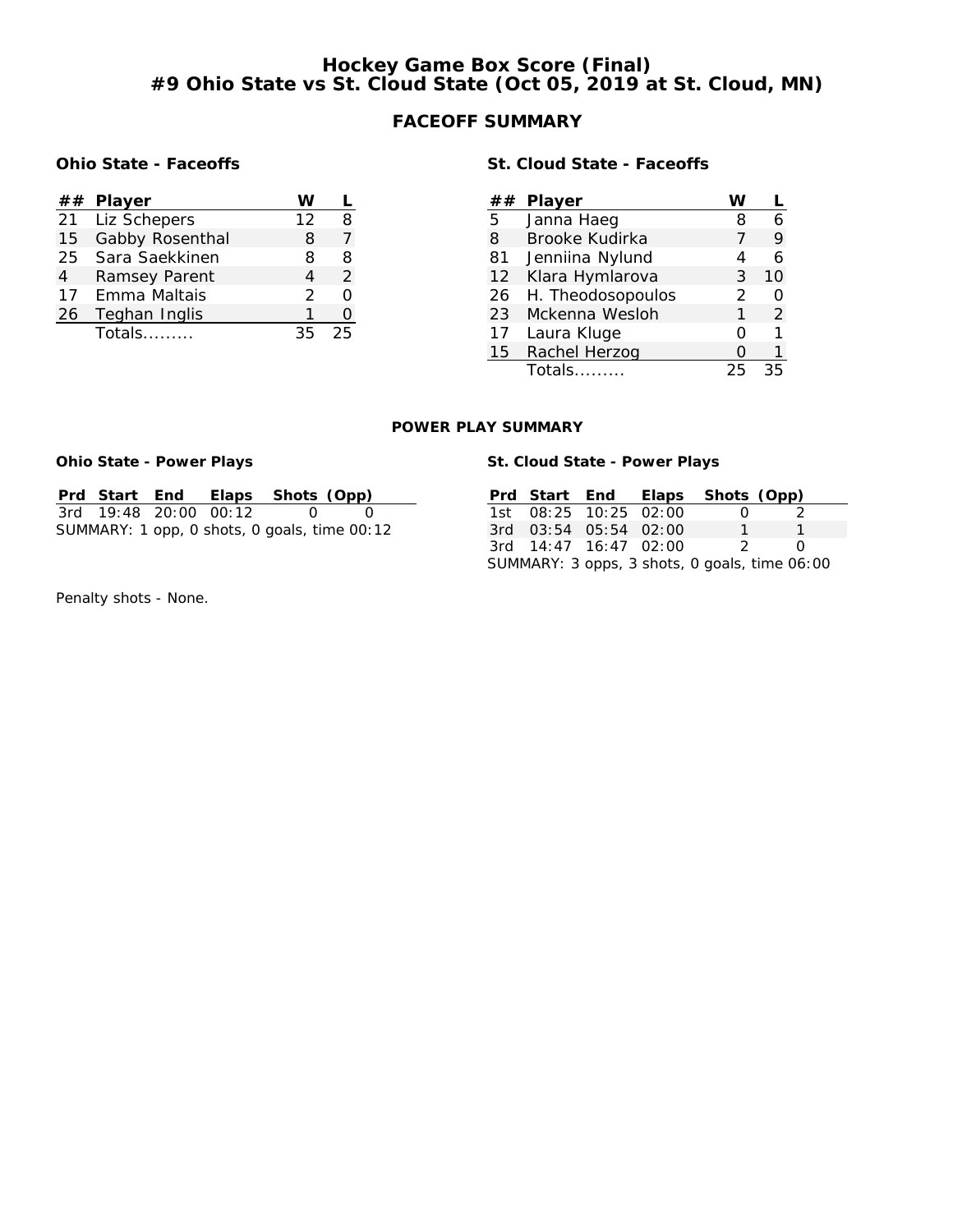# Hockey Game Box Score (Final)
## #9 Ohio State vs St. Cloud State (Oct 05, 2019 at St. Cloud, MN)

### FACEOFF SUMMARY

**Ohio State - Faceoffs**

| ## | Player | W | L |
|---|---|---|---|
| 21 | Liz Schepers | 12 | 8 |
| 15 | Gabby Rosenthal | 8 | 7 |
| 25 | Sara Saekkinen | 8 | 8 |
| 4 | Ramsey Parent | 4 | 2 |
| 17 | Emma Maltais | 2 | 0 |
| 26 | Teghan Inglis | 1 | 0 |
| | Totals......... | 35 | 25 |

**St. Cloud State - Faceoffs**

| ## | Player | W | L |
|---|---|---|---|
| 5 | Janna Haeg | 8 | 6 |
| 8 | Brooke Kudirka | 7 | 9 |
| 81 | Jenniina Nylund | 4 | 6 |
| 12 | Klara Hymlarova | 3 | 10 |
| 26 | H. Theodosopoulos | 2 | 0 |
| 23 | Mckenna Wesloh | 1 | 2 |
| 17 | Laura Kluge | 0 | 1 |
| 15 | Rachel Herzog | 0 | 1 |
| | Totals......... | 25 | 35 |

### POWER PLAY SUMMARY

**Ohio State - Power Plays**

| Prd | Start | End | Elaps | Shots | (Opp) |
|---|---|---|---|---|---|
| 3rd | 19:48 | 20:00 | 00:12 | 0 | 0 |

SUMMARY: 1 opp, 0 shots, 0 goals, time 00:12

**St. Cloud State - Power Plays**

| Prd | Start | End | Elaps | Shots | (Opp) |
|---|---|---|---|---|---|
| 1st | 08:25 | 10:25 | 02:00 | 0 | 2 |
| 3rd | 03:54 | 05:54 | 02:00 | 1 | 1 |
| 3rd | 14:47 | 16:47 | 02:00 | 2 | 0 |

SUMMARY: 3 opps, 3 shots, 0 goals, time 06:00

Penalty shots - None.